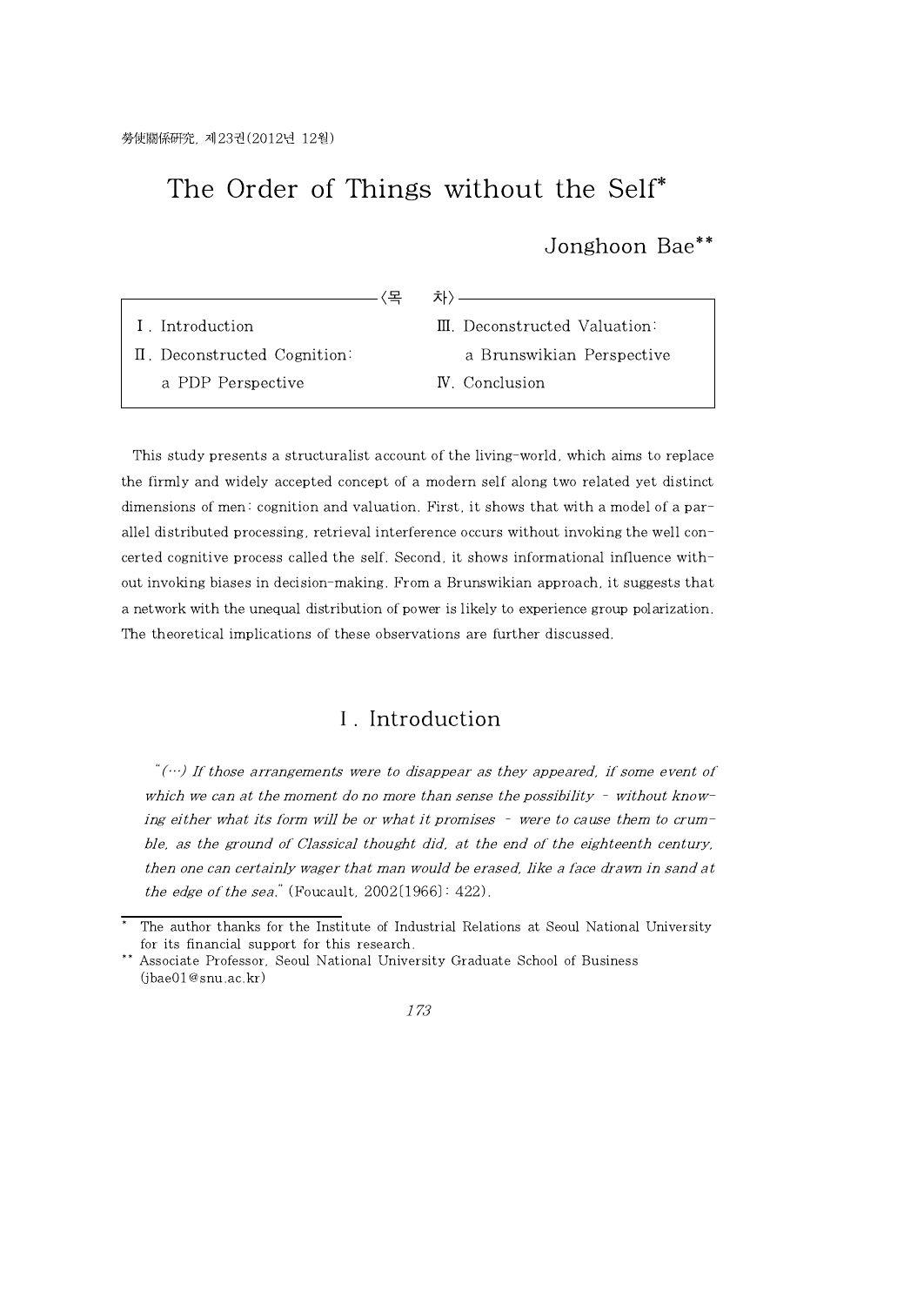# The Order of Things without the Self*

Jonghoon Bae**

〈목　　차〉

- Ⅰ. Introduction
- Ⅱ. Deconstructed Cognition: a PDP Perspective
- Ⅲ. Deconstructed Valuation: a Brunswikian Perspective
- Ⅳ. Conclusion

This study presents a structuralist account of the living-world, which aims to replace the firmly and widely accepted concept of a modern self along two related yet distinct dimensions of men: cognition and valuation. First, it shows that with a model of a parallel distributed processing, retrieval interference occurs without invoking the well concerted cognitive process called the self. Second, it shows informational influence without invoking biases in decision-making. From a Brunswikian approach, it suggests that a network with the unequal distribution of power is likely to experience group polarization. The theoretical implications of these observations are further discussed.

## Ⅰ. Introduction

> "(…) *If those arrangements were to disappear as they appeared, if some event of which we can at the moment do no more than sense the possibility - without knowing either what its form will be or what it promises - were to cause them to crumble, as the ground of Classical thought did, at the end of the eighteenth century, then one can certainly wager that man would be erased, like a face drawn in sand at the edge of the sea.*" (Foucault, 2002[1966]: 422).

---

\* The author thanks for the Institute of Industrial Relations at Seoul National University for its financial support for this research.

\*\* Associate Professor, Seoul National University Graduate School of Business (jbae01@snu.ac.kr)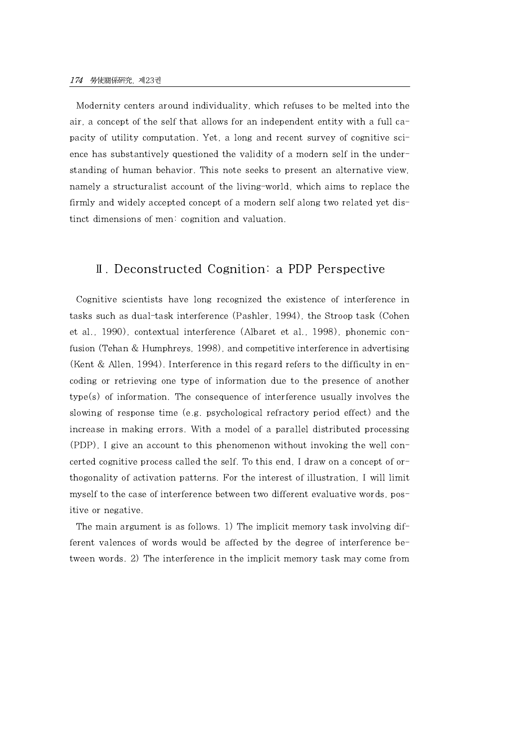Modernity centers around individuality, which refuses to be melted into the air, a concept of the self that allows for an independent entity with a full capacity of utility computation. Yet, a long and recent survey of cognitive science has substantively questioned the validity of a modern self in the understanding of human behavior. This note seeks to present an alternative view, namely a structuralist account of the living-world, which aims to replace the firmly and widely accepted concept of a modern self along two related yet distinct dimensions of men: cognition and valuation.

## Ⅱ. Deconstructed Cognition: a PDP Perspective

Cognitive scientists have long recognized the existence of interference in tasks such as dual-task interference (Pashler, 1994), the Stroop task (Cohen et al., 1990), contextual interference (Albaret et al., 1998), phonemic confusion (Tehan & Humphreys, 1998), and competitive interference in advertising (Kent & Allen, 1994). Interference in this regard refers to the difficulty in encoding or retrieving one type of information due to the presence of another type(s) of information. The consequence of interference usually involves the slowing of response time (e.g. psychological refractory period effect) and the increase in making errors. With a model of a parallel distributed processing (PDP), I give an account to this phenomenon without invoking the well concerted cognitive process called the self. To this end, I draw on a concept of orthogonality of activation patterns. For the interest of illustration, I will limit myself to the case of interference between two different evaluative words, positive or negative.

The main argument is as follows. 1) The implicit memory task involving different valences of words would be affected by the degree of interference between words. 2) The interference in the implicit memory task may come from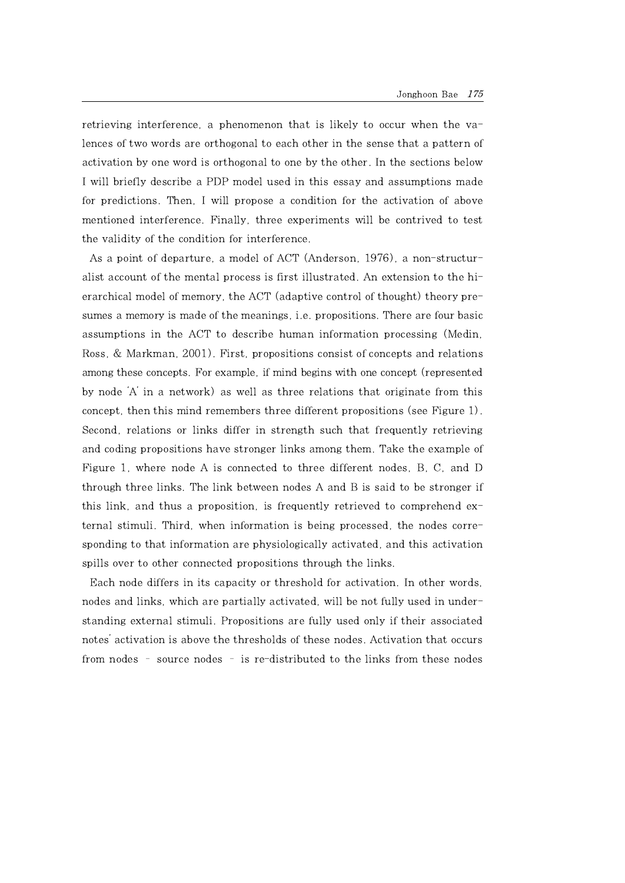retrieving interference, a phenomenon that is likely to occur when the valences of two words are orthogonal to each other in the sense that a pattern of activation by one word is orthogonal to one by the other. In the sections below I will briefly describe a PDP model used in this essay and assumptions made for predictions. Then, I will propose a condition for the activation of above mentioned interference. Finally, three experiments will be contrived to test the validity of the condition for interference.

As a point of departure, a model of ACT (Anderson, 1976), a non-structuralist account of the mental process is first illustrated. An extension to the hierarchical model of memory, the ACT (adaptive control of thought) theory presumes a memory is made of the meanings, i.e. propositions. There are four basic assumptions in the ACT to describe human information processing (Medin, Ross, & Markman, 2001). First, propositions consist of concepts and relations among these concepts. For example, if mind begins with one concept (represented by node 'A' in a network) as well as three relations that originate from this concept, then this mind remembers three different propositions (see Figure 1). Second, relations or links differ in strength such that frequently retrieving and coding propositions have stronger links among them. Take the example of Figure 1, where node A is connected to three different nodes, B, C, and D through three links. The link between nodes A and B is said to be stronger if this link, and thus a proposition, is frequently retrieved to comprehend external stimuli. Third, when information is being processed, the nodes corresponding to that information are physiologically activated, and this activation spills over to other connected propositions through the links.

Each node differs in its capacity or threshold for activation. In other words, nodes and links, which are partially activated, will be not fully used in understanding external stimuli. Propositions are fully used only if their associated notes' activation is above the thresholds of these nodes. Activation that occurs from nodes - source nodes - is re-distributed to the links from these nodes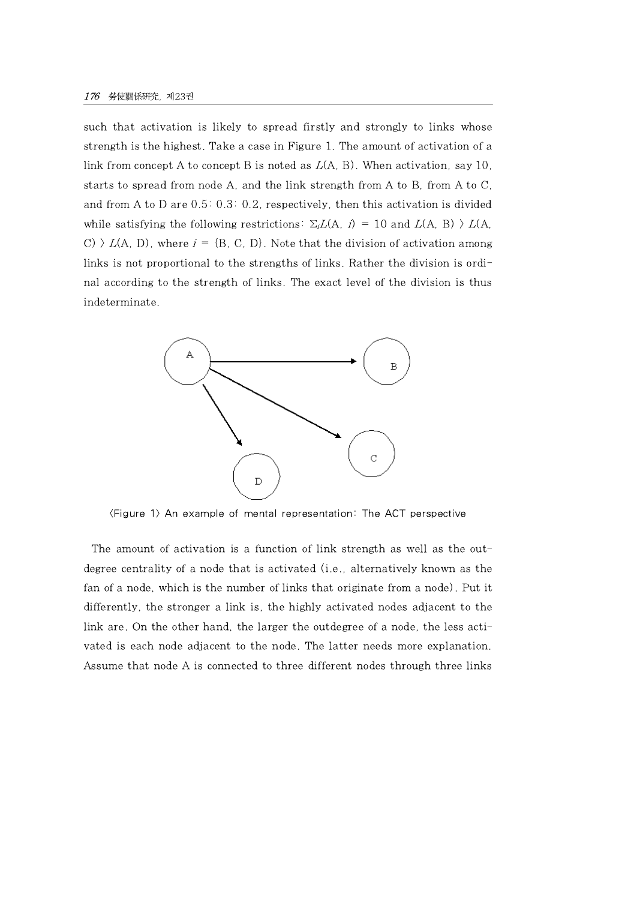such that activation is likely to spread firstly and strongly to links whose strength is the highest. Take a case in Figure 1. The amount of activation of a link from concept A to concept B is noted as $L(\text{A, B})$. When activation, say 10, starts to spread from node A, and the link strength from A to B, from A to C, and from A to D are 0.5: 0.3: 0.2, respectively, then this activation is divided while satisfying the following restrictions: $\Sigma_i L(\text{A}, i) = 10$ and $L(\text{A, B}) > L(\text{A, C}) > L(\text{A, D})$, where $i = \{\text{B, C, D}\}$. Note that the division of activation among links is not proportional to the strengths of links. Rather the division is ordinal according to the strength of links. The exact level of the division is thus indeterminate.

〈Figure 1〉 An example of mental representation: The ACT perspective

The amount of activation is a function of link strength as well as the out-degree centrality of a node that is activated (i.e., alternatively known as the fan of a node, which is the number of links that originate from a node). Put it differently, the stronger a link is, the highly activated nodes adjacent to the link are. On the other hand, the larger the outdegree of a node, the less activated is each node adjacent to the node. The latter needs more explanation. Assume that node A is connected to three different nodes through three links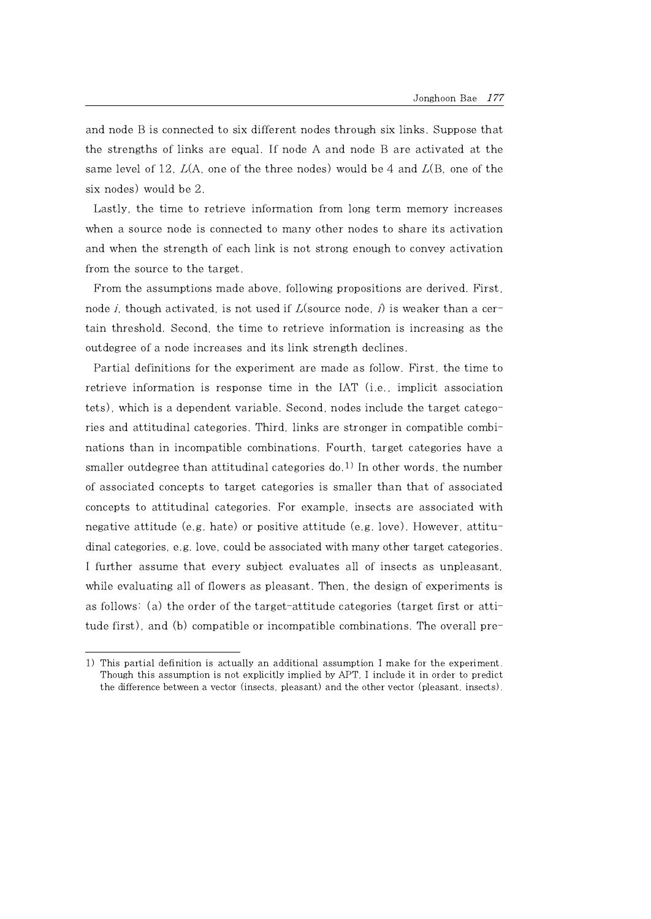and node B is connected to six different nodes through six links. Suppose that the strengths of links are equal. If node A and node B are activated at the same level of 12, $L$(A, one of the three nodes) would be 4 and $L$(B, one of the six nodes) would be 2.

Lastly, the time to retrieve information from long term memory increases when a source node is connected to many other nodes to share its activation and when the strength of each link is not strong enough to convey activation from the source to the target.

From the assumptions made above, following propositions are derived. First, node $i$, though activated, is not used if $L$(source node, $i$) is weaker than a certain threshold. Second, the time to retrieve information is increasing as the outdegree of a node increases and its link strength declines.

Partial definitions for the experiment are made as follow. First, the time to retrieve information is response time in the IAT (i.e., implicit association tets), which is a dependent variable. Second, nodes include the target categories and attitudinal categories. Third, links are stronger in compatible combinations than in incompatible combinations. Fourth, target categories have a smaller outdegree than attitudinal categories do.[1] In other words, the number of associated concepts to target categories is smaller than that of associated concepts to attitudinal categories. For example, insects are associated with negative attitude (e.g. hate) or positive attitude (e.g. love). However, attitudinal categories, e.g. love, could be associated with many other target categories. I further assume that every subject evaluates all of insects as unpleasant, while evaluating all of flowers as pleasant. Then, the design of experiments is as follows: (a) the order of the target-attitude categories (target first or attitude first), and (b) compatible or incompatible combinations. The overall pre-

---

1) This partial definition is actually an additional assumption I make for the experiment. Though this assumption is not explicitly implied by APT, I include it in order to predict the difference between a vector (insects, pleasant) and the other vector (pleasant, insects).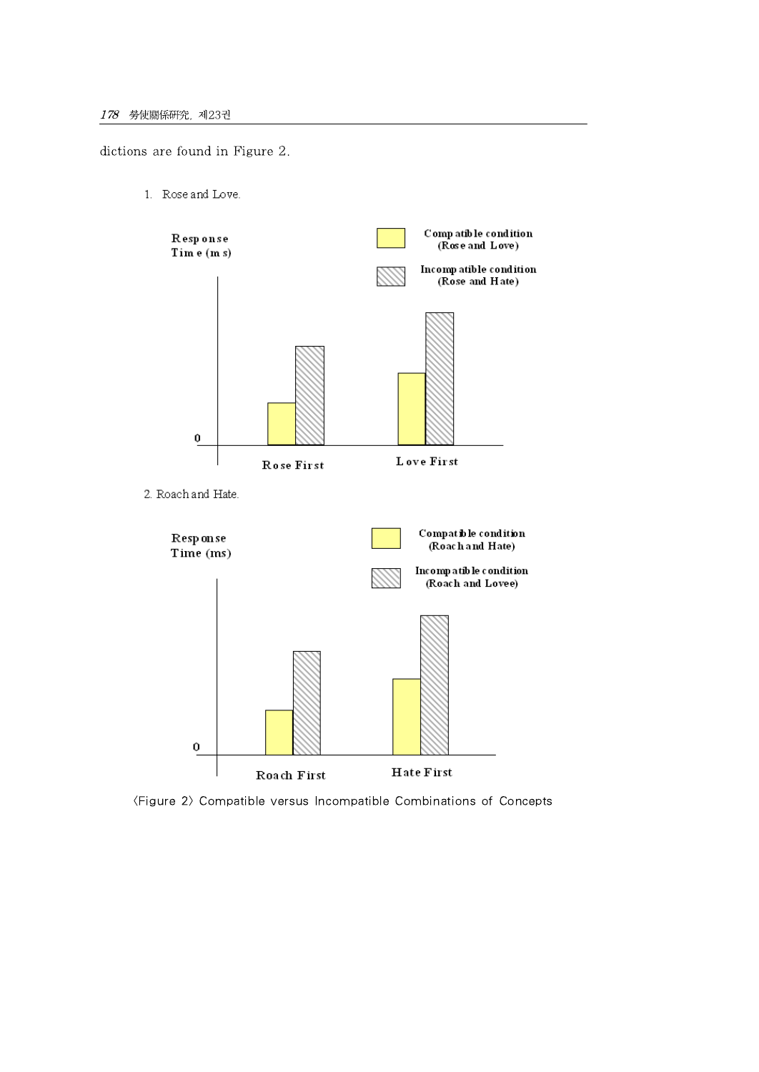dictions are found in Figure 2.

1. Rose and Love.

Response Time (ms)

Compatible condition (Rose and Love)

Incompatible condition (Rose and Hate)

0

Rose First

Love First

2. Roach and Hate.

Response Time (ms)

Compatible condition (Roach and Hate)

Incompatible condition (Roach and Lovee)

0

Roach First

Hate First

〈Figure 2〉 Compatible versus Incompatible Combinations of Concepts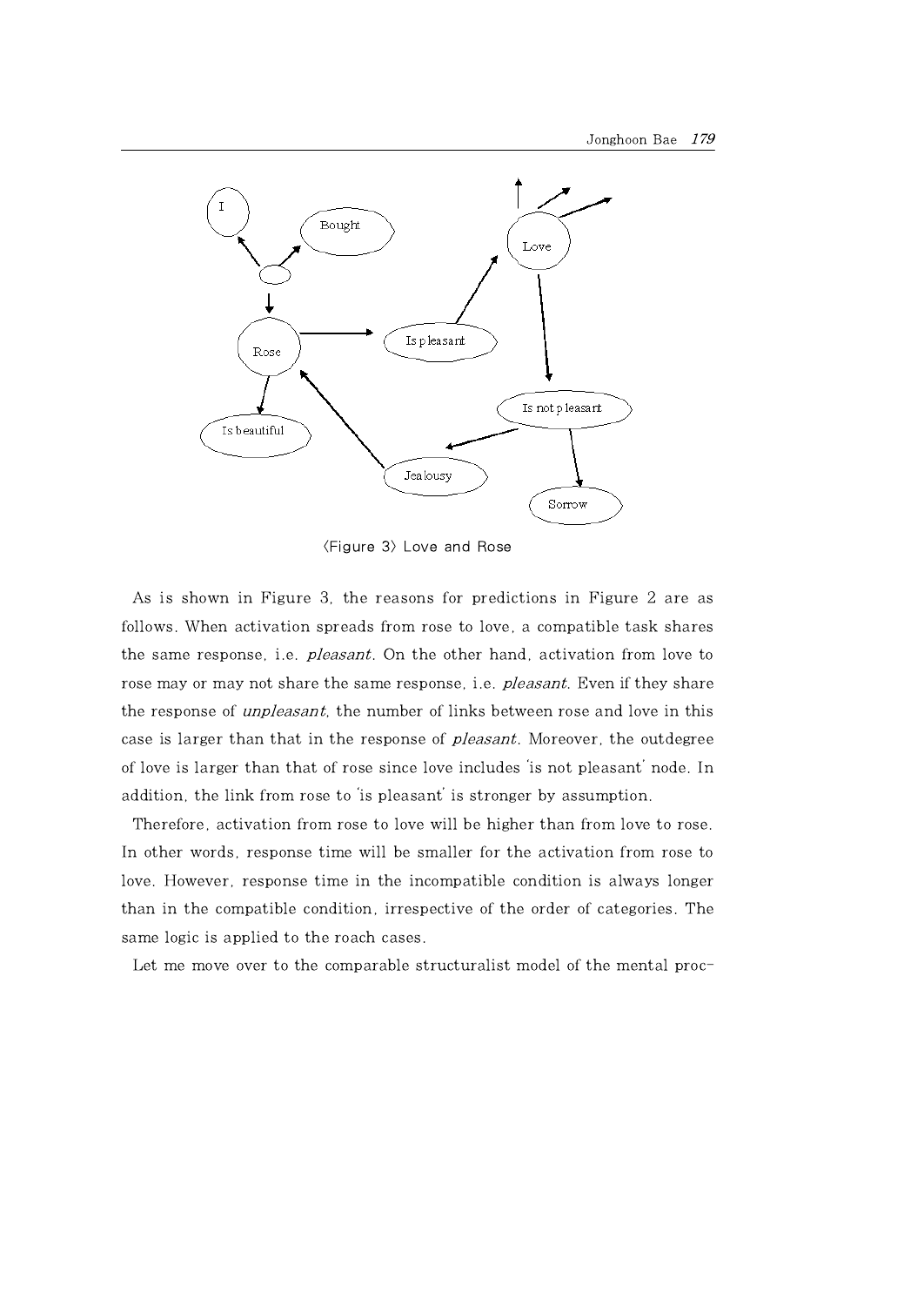〈Figure 3〉 Love and Rose

As is shown in Figure 3, the reasons for predictions in Figure 2 are as follows. When activation spreads from rose to love, a compatible task shares the same response, i.e. *pleasant*. On the other hand, activation from love to rose may or may not share the same response, i.e. *pleasant*. Even if they share the response of *unpleasant*, the number of links between rose and love in this case is larger than that in the response of *pleasant*. Moreover, the outdegree of love is larger than that of rose since love includes 'is not pleasant' node. In addition, the link from rose to 'is pleasant' is stronger by assumption.

Therefore, activation from rose to love will be higher than from love to rose. In other words, response time will be smaller for the activation from rose to love. However, response time in the incompatible condition is always longer than in the compatible condition, irrespective of the order of categories. The same logic is applied to the roach cases.

Let me move over to the comparable structuralist model of the mental proc-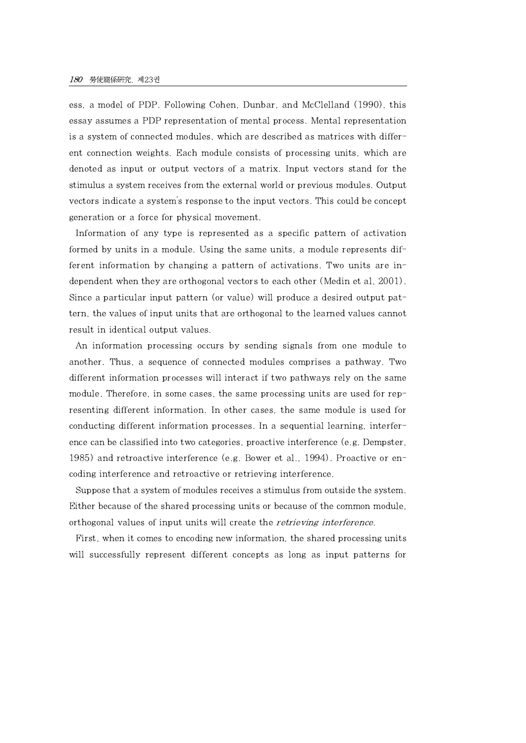ess, a model of PDP. Following Cohen, Dunbar, and McClelland (1990), this essay assumes a PDP representation of mental process. Mental representation is a system of connected modules, which are described as matrices with different connection weights. Each module consists of processing units, which are denoted as input or output vectors of a matrix. Input vectors stand for the stimulus a system receives from the external world or previous modules. Output vectors indicate a system's response to the input vectors. This could be concept generation or a force for physical movement.

Information of any type is represented as a specific pattern of activation formed by units in a module. Using the same units, a module represents different information by changing a pattern of activations. Two units are independent when they are orthogonal vectors to each other (Medin et al, 2001). Since a particular input pattern (or value) will produce a desired output pattern, the values of input units that are orthogonal to the learned values cannot result in identical output values.

An information processing occurs by sending signals from one module to another. Thus, a sequence of connected modules comprises a pathway. Two different information processes will interact if two pathways rely on the same module. Therefore, in some cases, the same processing units are used for representing different information. In other cases, the same module is used for conducting different information processes. In a sequential learning, interference can be classified into two categories, proactive interference (e.g. Dempster, 1985) and retroactive interference (e.g. Bower et al., 1994). Proactive or encoding interference and retroactive or retrieving interference.

Suppose that a system of modules receives a stimulus from outside the system. Either because of the shared processing units or because of the common module, orthogonal values of input units will create the *retrieving interference*.

First, when it comes to encoding new information, the shared processing units will successfully represent different concepts as long as input patterns for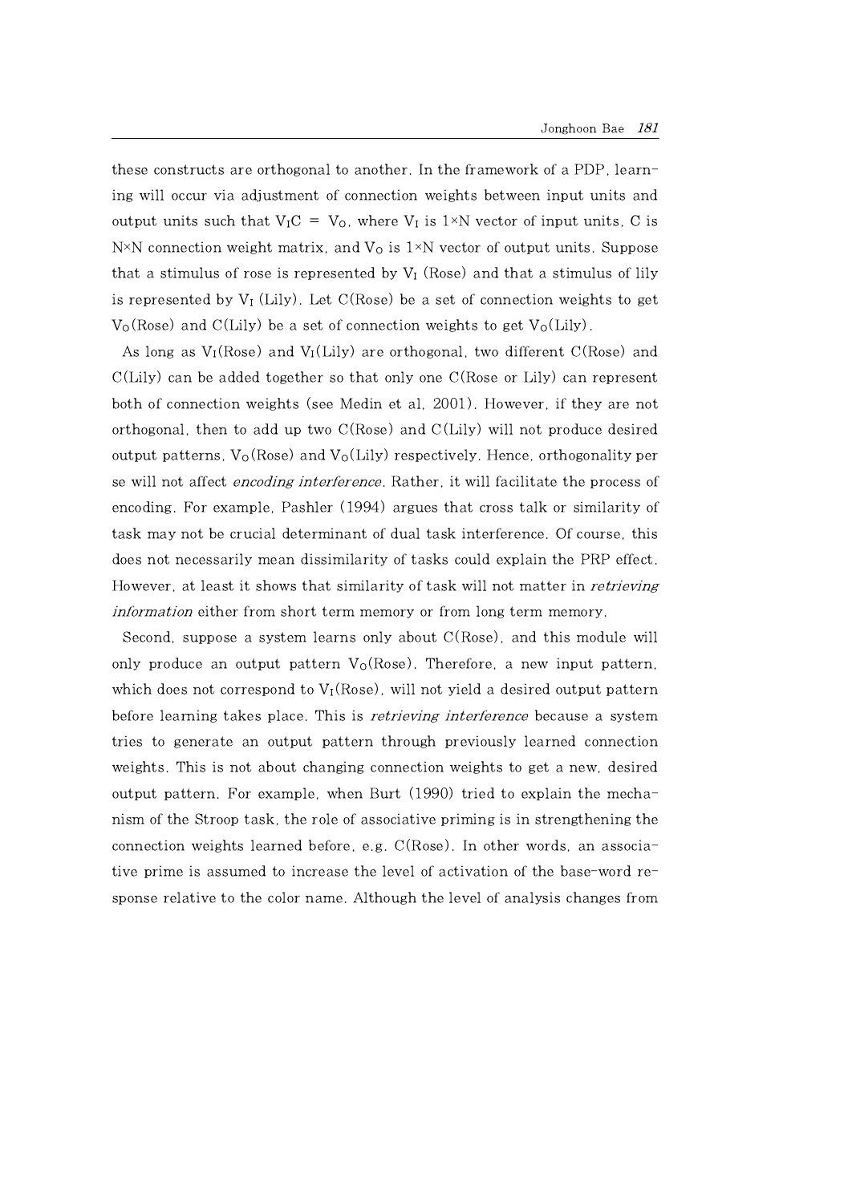these constructs are orthogonal to another. In the framework of a PDP, learning will occur via adjustment of connection weights between input units and output units such that $V_I C = V_O$, where $V_I$ is 1×N vector of input units, C is N×N connection weight matrix, and $V_O$ is 1×N vector of output units. Suppose that a stimulus of rose is represented by $V_I$ (Rose) and that a stimulus of lily is represented by $V_I$ (Lily). Let C(Rose) be a set of connection weights to get $V_O$(Rose) and C(Lily) be a set of connection weights to get $V_O$(Lily).

As long as $V_I$(Rose) and $V_I$(Lily) are orthogonal, two different C(Rose) and C(Lily) can be added together so that only one C(Rose or Lily) can represent both of connection weights (see Medin et al, 2001). However, if they are not orthogonal, then to add up two C(Rose) and C(Lily) will not produce desired output patterns, $V_O$(Rose) and $V_O$(Lily) respectively. Hence, orthogonality per se will not affect *encoding interference*. Rather, it will facilitate the process of encoding. For example, Pashler (1994) argues that cross talk or similarity of task may not be crucial determinant of dual task interference. Of course, this does not necessarily mean dissimilarity of tasks could explain the PRP effect. However, at least it shows that similarity of task will not matter in *retrieving information* either from short term memory or from long term memory.

Second, suppose a system learns only about C(Rose), and this module will only produce an output pattern $V_O$(Rose). Therefore, a new input pattern, which does not correspond to $V_I$(Rose), will not yield a desired output pattern before learning takes place. This is *retrieving interference* because a system tries to generate an output pattern through previously learned connection weights. This is not about changing connection weights to get a new, desired output pattern. For example, when Burt (1990) tried to explain the mechanism of the Stroop task, the role of associative priming is in strengthening the connection weights learned before, e.g. C(Rose). In other words, an associative prime is assumed to increase the level of activation of the base-word response relative to the color name. Although the level of analysis changes from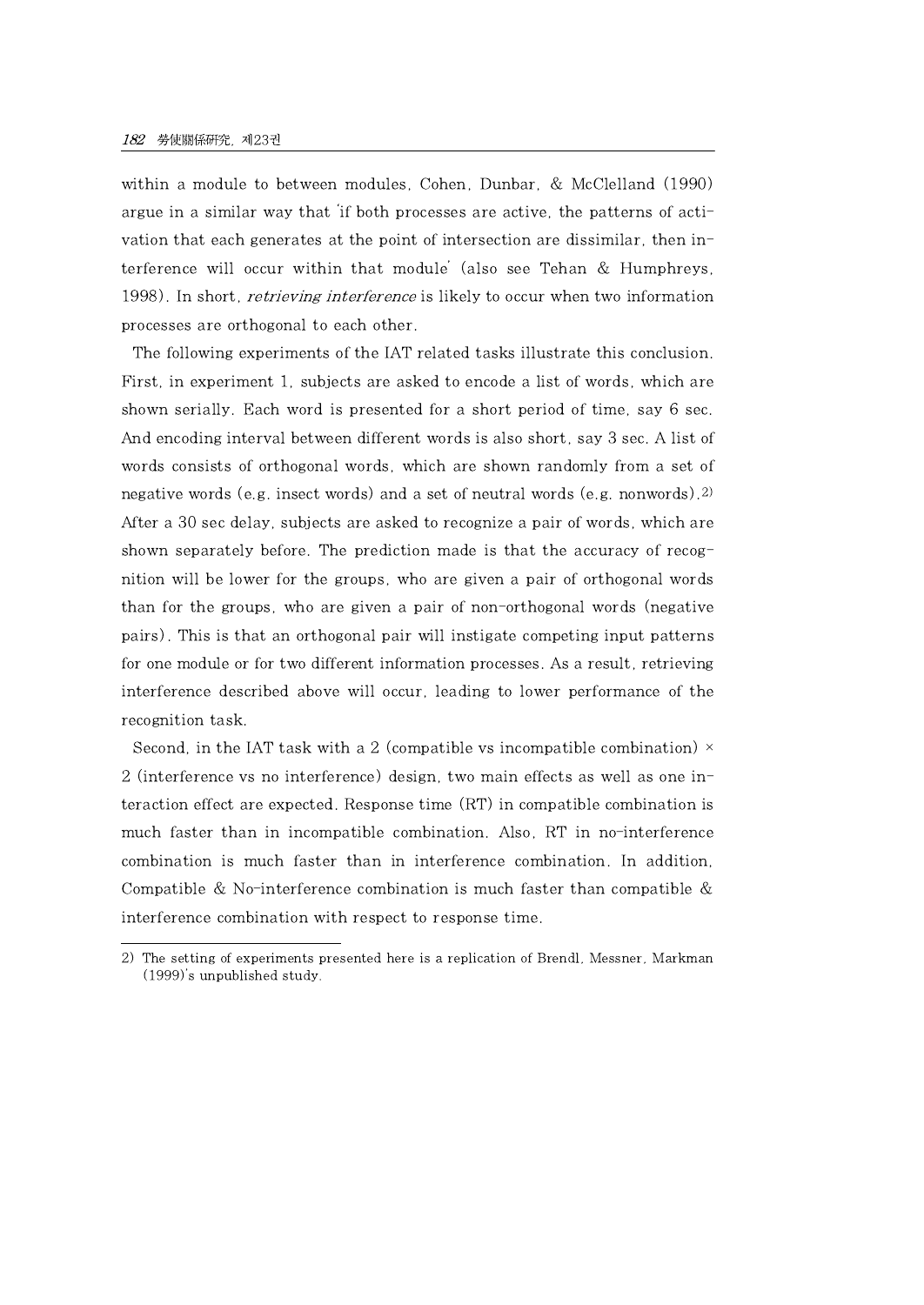within a module to between modules. Cohen, Dunbar, & McClelland (1990) argue in a similar way that 'if both processes are active, the patterns of activation that each generates at the point of intersection are dissimilar, then interference will occur within that module' (also see Tehan & Humphreys, 1998). In short, *retrieving interference* is likely to occur when two information processes are orthogonal to each other.

The following experiments of the IAT related tasks illustrate this conclusion. First, in experiment 1, subjects are asked to encode a list of words, which are shown serially. Each word is presented for a short period of time, say 6 sec. And encoding interval between different words is also short, say 3 sec. A list of words consists of orthogonal words, which are shown randomly from a set of negative words (e.g. insect words) and a set of neutral words (e.g. nonwords).[2] After a 30 sec delay, subjects are asked to recognize a pair of words, which are shown separately before. The prediction made is that the accuracy of recognition will be lower for the groups, who are given a pair of orthogonal words than for the groups, who are given a pair of non-orthogonal words (negative pairs). This is that an orthogonal pair will instigate competing input patterns for one module or for two different information processes. As a result, retrieving interference described above will occur, leading to lower performance of the recognition task.

Second, in the IAT task with a 2 (compatible vs incompatible combination) × 2 (interference vs no interference) design, two main effects as well as one interaction effect are expected. Response time (RT) in compatible combination is much faster than in incompatible combination. Also, RT in no-interference combination is much faster than in interference combination. In addition, Compatible & No-interference combination is much faster than compatible & interference combination with respect to response time.

---

2) The setting of experiments presented here is a replication of Brendl, Messner, Markman (1999)'s unpublished study.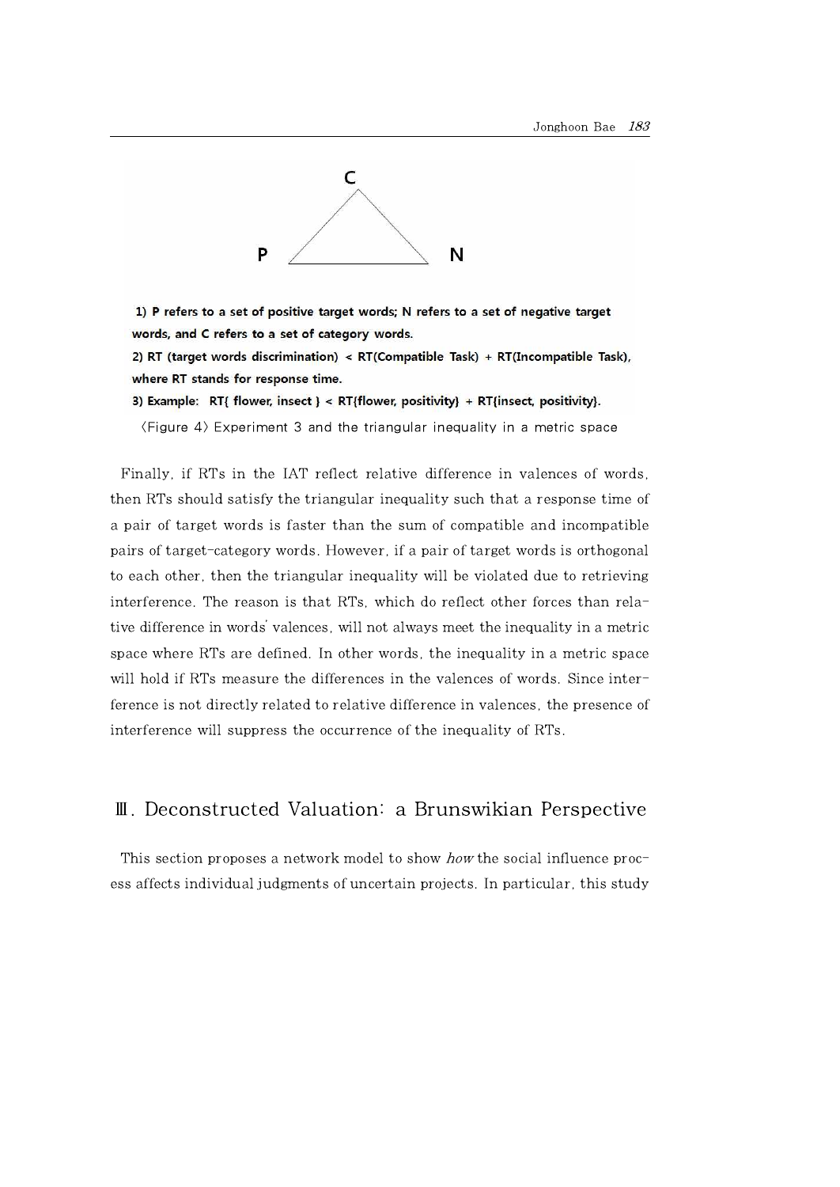C

P N

**1) P refers to a set of positive target words; N refers to a set of negative target words, and C refers to a set of category words.**
**2) RT (target words discrimination) < RT(Compatible Task) + RT(Incompatible Task), where RT stands for response time.**
**3) Example: RT{ flower, insect } < RT{flower, positivity} + RT{insect, positivity}.**

〈Figure 4〉 Experiment 3 and the triangular inequality in a metric space

Finally, if RTs in the IAT reflect relative difference in valences of words, then RTs should satisfy the triangular inequality such that a response time of a pair of target words is faster than the sum of compatible and incompatible pairs of target-category words. However, if a pair of target words is orthogonal to each other, then the triangular inequality will be violated due to retrieving interference. The reason is that RTs, which do reflect other forces than relative difference in words' valences, will not always meet the inequality in a metric space where RTs are defined. In other words, the inequality in a metric space will hold if RTs measure the differences in the valences of words. Since interference is not directly related to relative difference in valences, the presence of interference will suppress the occurrence of the inequality of RTs.

## Ⅲ. Deconstructed Valuation: a Brunswikian Perspective

This section proposes a network model to show *how* the social influence process affects individual judgments of uncertain projects. In particular, this study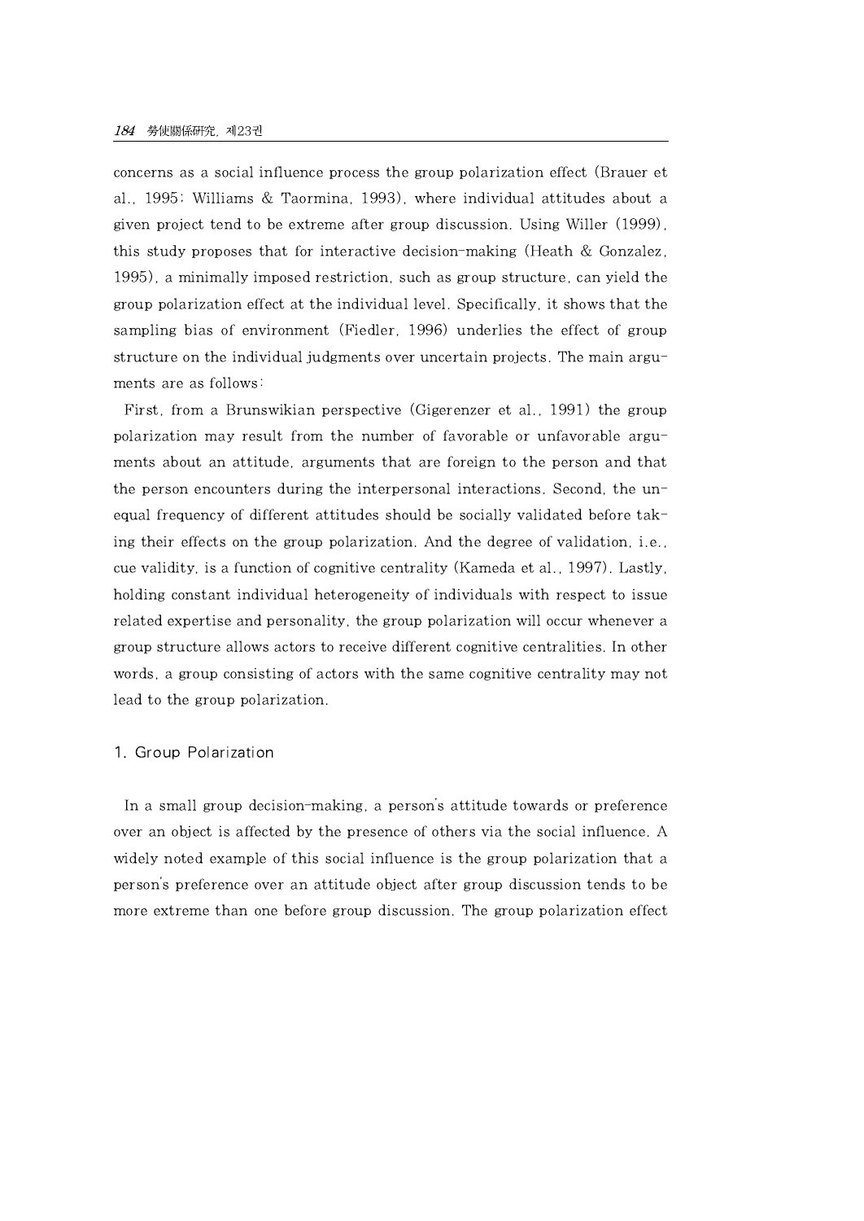concerns as a social influence process the group polarization effect (Brauer et al., 1995; Williams & Taormina, 1993), where individual attitudes about a given project tend to be extreme after group discussion. Using Willer (1999), this study proposes that for interactive decision-making (Heath & Gonzalez, 1995), a minimally imposed restriction, such as group structure, can yield the group polarization effect at the individual level. Specifically, it shows that the sampling bias of environment (Fiedler, 1996) underlies the effect of group structure on the individual judgments over uncertain projects. The main arguments are as follows:

First, from a Brunswikian perspective (Gigerenzer et al., 1991) the group polarization may result from the number of favorable or unfavorable arguments about an attitude, arguments that are foreign to the person and that the person encounters during the interpersonal interactions. Second, the unequal frequency of different attitudes should be socially validated before taking their effects on the group polarization. And the degree of validation, i.e., cue validity, is a function of cognitive centrality (Kameda et al., 1997). Lastly, holding constant individual heterogeneity of individuals with respect to issue related expertise and personality, the group polarization will occur whenever a group structure allows actors to receive different cognitive centralities. In other words, a group consisting of actors with the same cognitive centrality may not lead to the group polarization.

## 1. Group Polarization

In a small group decision-making, a person's attitude towards or preference over an object is affected by the presence of others via the social influence. A widely noted example of this social influence is the group polarization that a person's preference over an attitude object after group discussion tends to be more extreme than one before group discussion. The group polarization effect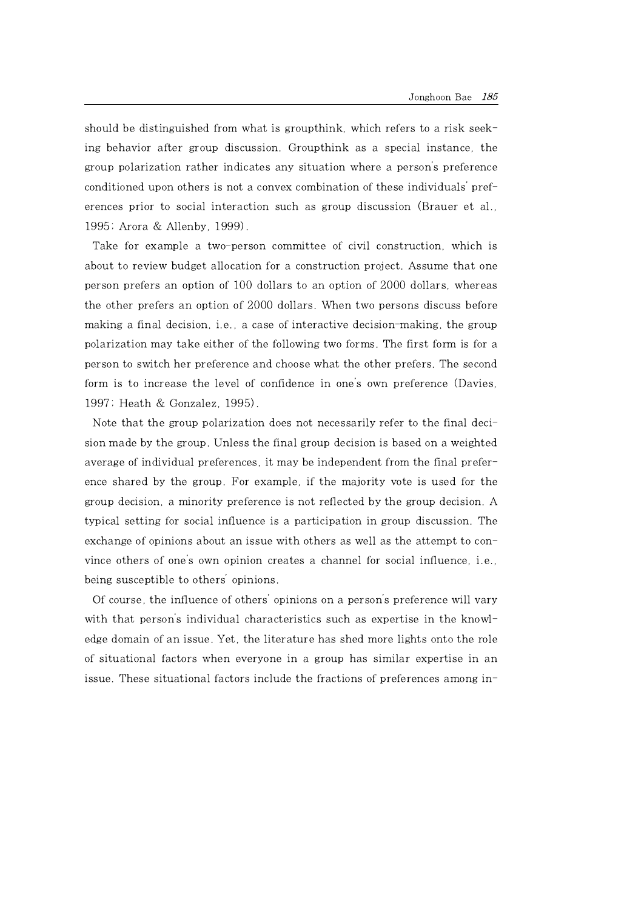should be distinguished from what is groupthink, which refers to a risk seeking behavior after group discussion. Groupthink as a special instance, the group polarization rather indicates any situation where a person's preference conditioned upon others is not a convex combination of these individuals' preferences prior to social interaction such as group discussion (Brauer et al., 1995; Arora & Allenby, 1999).

Take for example a two-person committee of civil construction, which is about to review budget allocation for a construction project. Assume that one person prefers an option of 100 dollars to an option of 2000 dollars, whereas the other prefers an option of 2000 dollars. When two persons discuss before making a final decision, i.e., a case of interactive decision-making, the group polarization may take either of the following two forms. The first form is for a person to switch her preference and choose what the other prefers. The second form is to increase the level of confidence in one's own preference (Davies, 1997; Heath & Gonzalez, 1995).

Note that the group polarization does not necessarily refer to the final decision made by the group. Unless the final group decision is based on a weighted average of individual preferences, it may be independent from the final preference shared by the group. For example, if the majority vote is used for the group decision, a minority preference is not reflected by the group decision. A typical setting for social influence is a participation in group discussion. The exchange of opinions about an issue with others as well as the attempt to convince others of one's own opinion creates a channel for social influence, i.e., being susceptible to others' opinions.

Of course, the influence of others' opinions on a person's preference will vary with that person's individual characteristics such as expertise in the knowledge domain of an issue. Yet, the literature has shed more lights onto the role of situational factors when everyone in a group has similar expertise in an issue. These situational factors include the fractions of preferences among in-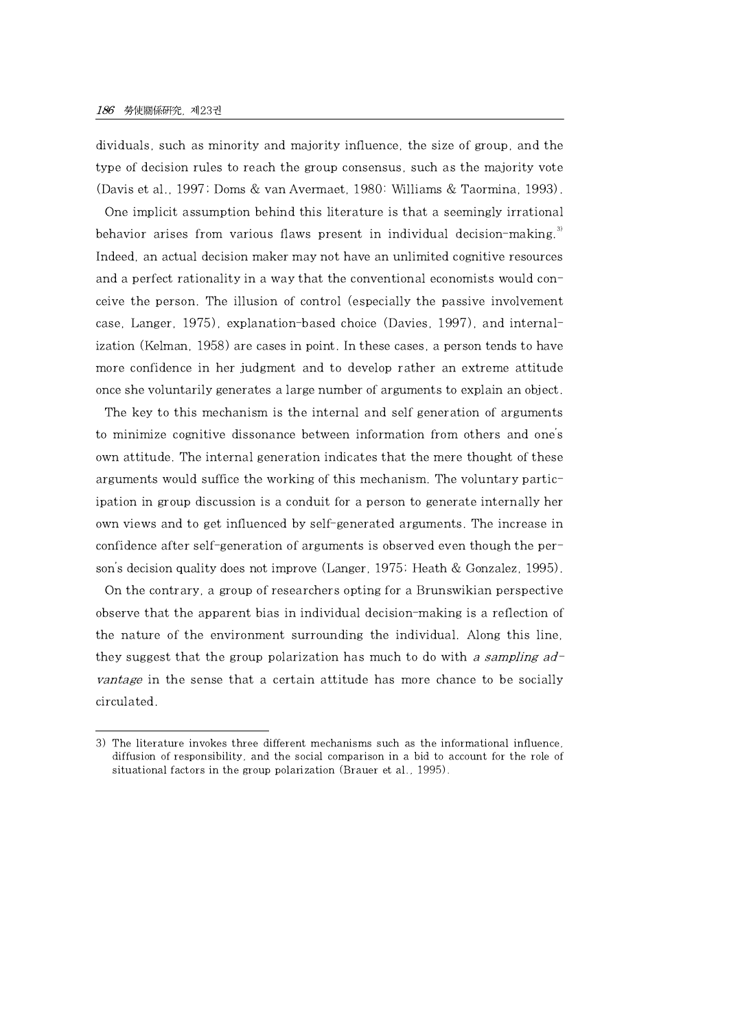dividuals, such as minority and majority influence, the size of group, and the type of decision rules to reach the group consensus, such as the majority vote (Davis et al., 1997; Doms & van Avermaet, 1980; Williams & Taormina, 1993).

One implicit assumption behind this literature is that a seemingly irrational behavior arises from various flaws present in individual decision-making.[3] Indeed, an actual decision maker may not have an unlimited cognitive resources and a perfect rationality in a way that the conventional economists would conceive the person. The illusion of control (especially the passive involvement case, Langer, 1975), explanation-based choice (Davies, 1997), and internalization (Kelman, 1958) are cases in point. In these cases, a person tends to have more confidence in her judgment and to develop rather an extreme attitude once she voluntarily generates a large number of arguments to explain an object.

The key to this mechanism is the internal and self generation of arguments to minimize cognitive dissonance between information from others and one's own attitude. The internal generation indicates that the mere thought of these arguments would suffice the working of this mechanism. The voluntary participation in group discussion is a conduit for a person to generate internally her own views and to get influenced by self-generated arguments. The increase in confidence after self-generation of arguments is observed even though the person's decision quality does not improve (Langer, 1975; Heath & Gonzalez, 1995).

On the contrary, a group of researchers opting for a Brunswikian perspective observe that the apparent bias in individual decision-making is a reflection of the nature of the environment surrounding the individual. Along this line, they suggest that the group polarization has much to do with *a sampling advantage* in the sense that a certain attitude has more chance to be socially circulated.

---

3) The literature invokes three different mechanisms such as the informational influence, diffusion of responsibility, and the social comparison in a bid to account for the role of situational factors in the group polarization (Brauer et al., 1995).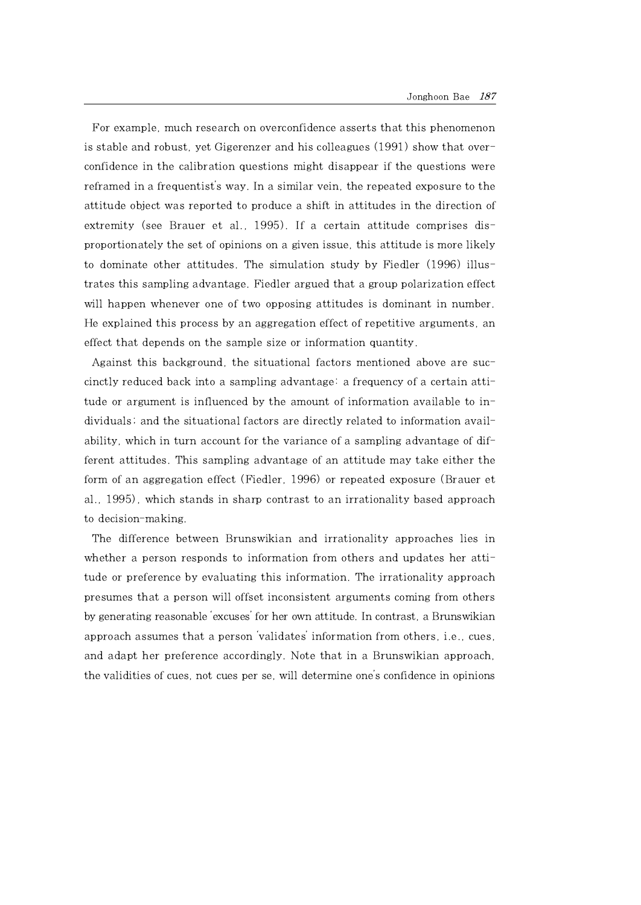For example, much research on overconfidence asserts that this phenomenon is stable and robust, yet Gigerenzer and his colleagues (1991) show that overconfidence in the calibration questions might disappear if the questions were reframed in a frequentist's way. In a similar vein, the repeated exposure to the attitude object was reported to produce a shift in attitudes in the direction of extremity (see Brauer et al., 1995). If a certain attitude comprises disproportionately the set of opinions on a given issue, this attitude is more likely to dominate other attitudes. The simulation study by Fiedler (1996) illustrates this sampling advantage. Fiedler argued that a group polarization effect will happen whenever one of two opposing attitudes is dominant in number. He explained this process by an aggregation effect of repetitive arguments, an effect that depends on the sample size or information quantity.

Against this background, the situational factors mentioned above are succinctly reduced back into a sampling advantage: a frequency of a certain attitude or argument is influenced by the amount of information available to individuals; and the situational factors are directly related to information availability, which in turn account for the variance of a sampling advantage of different attitudes. This sampling advantage of an attitude may take either the form of an aggregation effect (Fiedler, 1996) or repeated exposure (Brauer et al., 1995), which stands in sharp contrast to an irrationality based approach to decision-making.

The difference between Brunswikian and irrationality approaches lies in whether a person responds to information from others and updates her attitude or preference by evaluating this information. The irrationality approach presumes that a person will offset inconsistent arguments coming from others by generating reasonable 'excuses' for her own attitude. In contrast, a Brunswikian approach assumes that a person 'validates' information from others, i.e., cues, and adapt her preference accordingly. Note that in a Brunswikian approach, the validities of cues, not cues per se, will determine one's confidence in opinions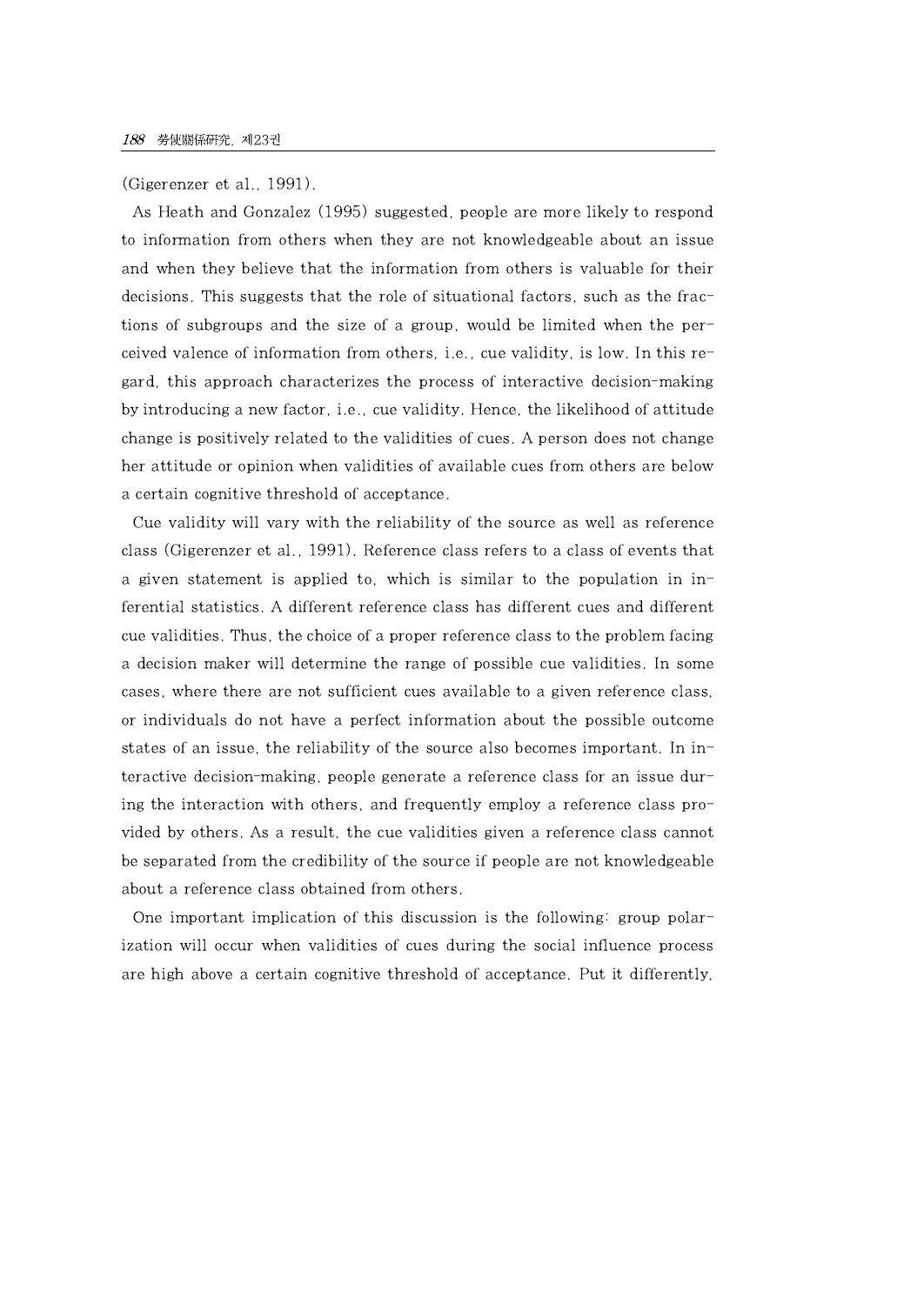(Gigerenzer et al., 1991).

As Heath and Gonzalez (1995) suggested, people are more likely to respond to information from others when they are not knowledgeable about an issue and when they believe that the information from others is valuable for their decisions. This suggests that the role of situational factors, such as the fractions of subgroups and the size of a group, would be limited when the perceived valence of information from others, i.e., cue validity, is low. In this regard, this approach characterizes the process of interactive decision-making by introducing a new factor, i.e., cue validity. Hence, the likelihood of attitude change is positively related to the validities of cues. A person does not change her attitude or opinion when validities of available cues from others are below a certain cognitive threshold of acceptance.

Cue validity will vary with the reliability of the source as well as reference class (Gigerenzer et al., 1991). Reference class refers to a class of events that a given statement is applied to, which is similar to the population in inferential statistics. A different reference class has different cues and different cue validities. Thus, the choice of a proper reference class to the problem facing a decision maker will determine the range of possible cue validities. In some cases, where there are not sufficient cues available to a given reference class, or individuals do not have a perfect information about the possible outcome states of an issue, the reliability of the source also becomes important. In interactive decision-making, people generate a reference class for an issue during the interaction with others, and frequently employ a reference class provided by others. As a result, the cue validities given a reference class cannot be separated from the credibility of the source if people are not knowledgeable about a reference class obtained from others.

One important implication of this discussion is the following: group polarization will occur when validities of cues during the social influence process are high above a certain cognitive threshold of acceptance. Put it differently,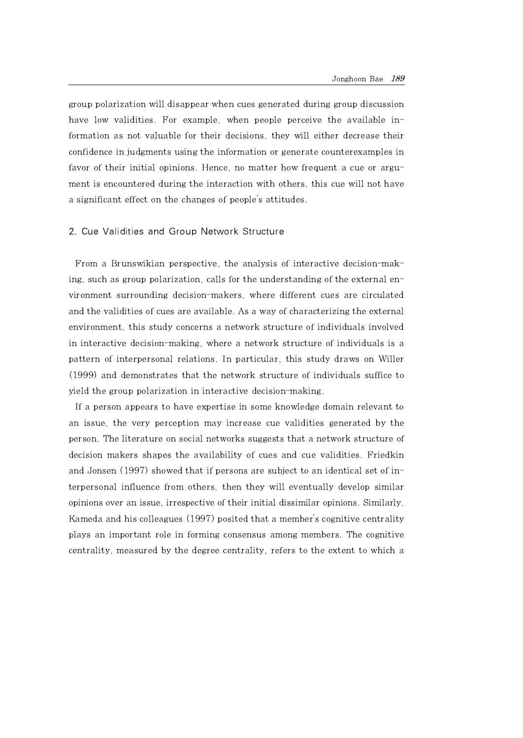group polarization will disappear when cues generated during group discussion have low validities. For example, when people perceive the available information as not valuable for their decisions, they will either decrease their confidence in judgments using the information or generate counterexamples in favor of their initial opinions. Hence, no matter how frequent a cue or argument is encountered during the interaction with others, this cue will not have a significant effect on the changes of people's attitudes.

## 2. Cue Validities and Group Network Structure

From a Brunswikian perspective, the analysis of interactive decision-making, such as group polarization, calls for the understanding of the external environment surrounding decision-makers, where different cues are circulated and the validities of cues are available. As a way of characterizing the external environment, this study concerns a network structure of individuals involved in interactive decision-making, where a network structure of individuals is a pattern of interpersonal relations. In particular, this study draws on Willer (1999) and demonstrates that the network structure of individuals suffice to yield the group polarization in interactive decision-making.

If a person appears to have expertise in some knowledge domain relevant to an issue, the very perception may increase cue validities generated by the person. The literature on social networks suggests that a network structure of decision makers shapes the availability of cues and cue validities. Friedkin and Jonsen (1997) showed that if persons are subject to an identical set of interpersonal influence from others, then they will eventually develop similar opinions over an issue, irrespective of their initial dissimilar opinions. Similarly, Kameda and his colleagues (1997) posited that a member's cognitive centrality plays an important role in forming consensus among members. The cognitive centrality, measured by the degree centrality, refers to the extent to which a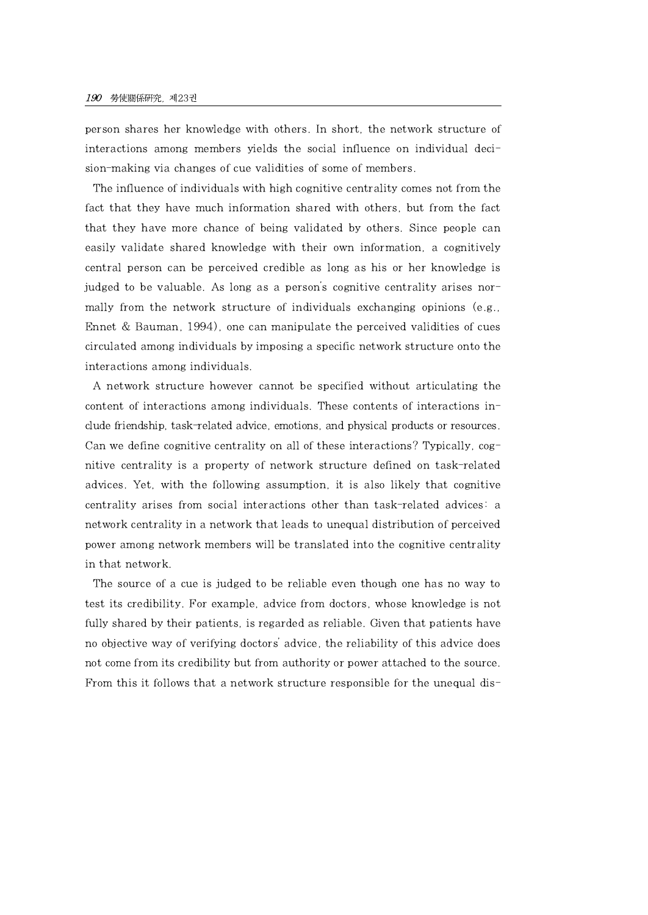person shares her knowledge with others. In short, the network structure of interactions among members yields the social influence on individual decision-making via changes of cue validities of some of members.

The influence of individuals with high cognitive centrality comes not from the fact that they have much information shared with others, but from the fact that they have more chance of being validated by others. Since people can easily validate shared knowledge with their own information, a cognitively central person can be perceived credible as long as his or her knowledge is judged to be valuable. As long as a person's cognitive centrality arises normally from the network structure of individuals exchanging opinions (e.g., Ennet & Bauman, 1994), one can manipulate the perceived validities of cues circulated among individuals by imposing a specific network structure onto the interactions among individuals.

A network structure however cannot be specified without articulating the content of interactions among individuals. These contents of interactions include friendship, task-related advice, emotions, and physical products or resources. Can we define cognitive centrality on all of these interactions? Typically, cognitive centrality is a property of network structure defined on task-related advices. Yet, with the following assumption, it is also likely that cognitive centrality arises from social interactions other than task-related advices: a network centrality in a network that leads to unequal distribution of perceived power among network members will be translated into the cognitive centrality in that network.

The source of a cue is judged to be reliable even though one has no way to test its credibility. For example, advice from doctors, whose knowledge is not fully shared by their patients, is regarded as reliable. Given that patients have no objective way of verifying doctors' advice, the reliability of this advice does not come from its credibility but from authority or power attached to the source. From this it follows that a network structure responsible for the unequal dis-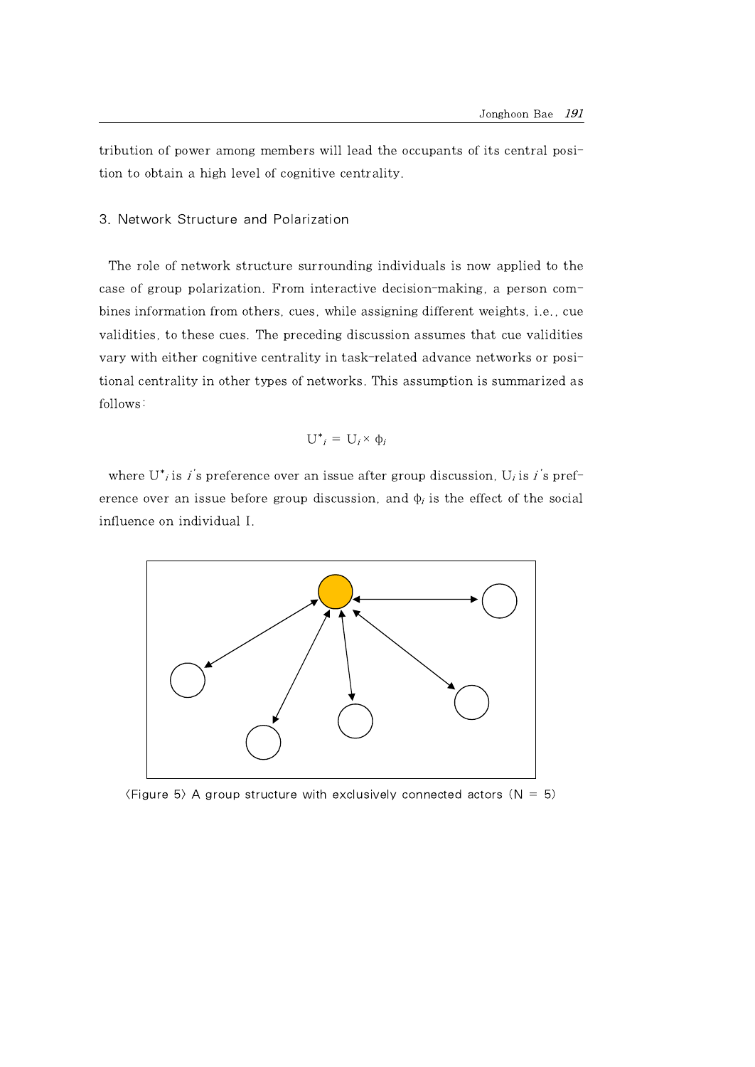tribution of power among members will lead the occupants of its central position to obtain a high level of cognitive centrality.

### 3. Network Structure and Polarization

The role of network structure surrounding individuals is now applied to the case of group polarization. From interactive decision-making, a person combines information from others, cues, while assigning different weights, i.e., cue validities, to these cues. The preceding discussion assumes that cue validities vary with either cognitive centrality in task-related advance networks or positional centrality in other types of networks. This assumption is summarized as follows:

$$U^*_i = U_i \times \phi_i$$

where $U^*_i$ is $i$'s preference over an issue after group discussion, $U_i$ is $i$'s preference over an issue before group discussion, and $\phi_i$ is the effect of the social influence on individual I.

〈Figure 5〉 A group structure with exclusively connected actors (N = 5)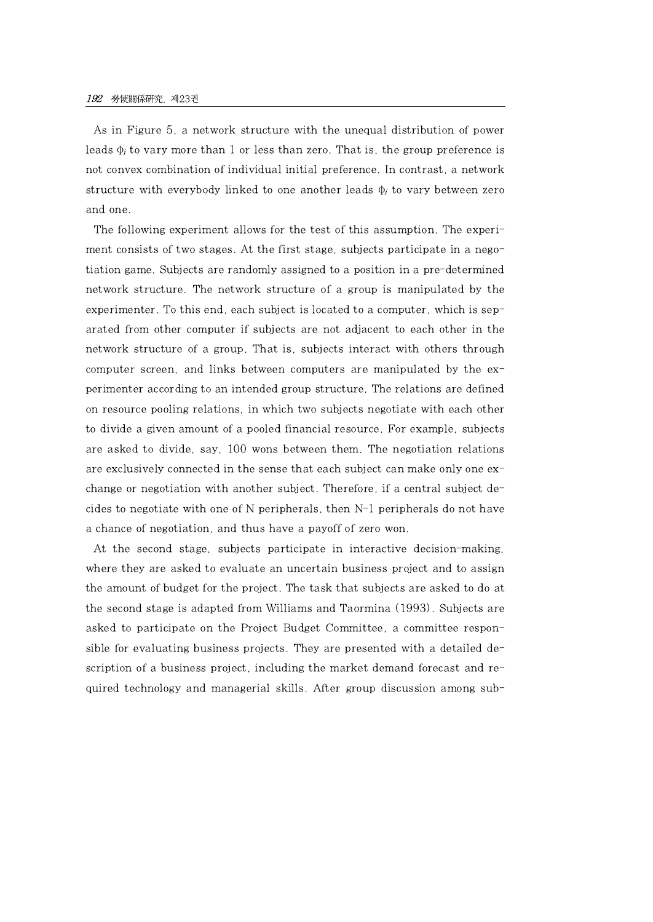As in Figure 5, a network structure with the unequal distribution of power leads $\phi_i$ to vary more than 1 or less than zero. That is, the group preference is not convex combination of individual initial preference. In contrast, a network structure with everybody linked to one another leads $\phi_i$ to vary between zero and one.

The following experiment allows for the test of this assumption. The experiment consists of two stages. At the first stage, subjects participate in a negotiation game. Subjects are randomly assigned to a position in a pre-determined network structure. The network structure of a group is manipulated by the experimenter. To this end, each subject is located to a computer, which is separated from other computer if subjects are not adjacent to each other in the network structure of a group. That is, subjects interact with others through computer screen, and links between computers are manipulated by the experimenter according to an intended group structure. The relations are defined on resource pooling relations, in which two subjects negotiate with each other to divide a given amount of a pooled financial resource. For example, subjects are asked to divide, say, 100 wons between them. The negotiation relations are exclusively connected in the sense that each subject can make only one exchange or negotiation with another subject. Therefore, if a central subject decides to negotiate with one of N peripherals, then N-1 peripherals do not have a chance of negotiation, and thus have a payoff of zero won.

At the second stage, subjects participate in interactive decision-making, where they are asked to evaluate an uncertain business project and to assign the amount of budget for the project. The task that subjects are asked to do at the second stage is adapted from Williams and Taormina (1993). Subjects are asked to participate on the Project Budget Committee, a committee responsible for evaluating business projects. They are presented with a detailed description of a business project, including the market demand forecast and required technology and managerial skills. After group discussion among sub-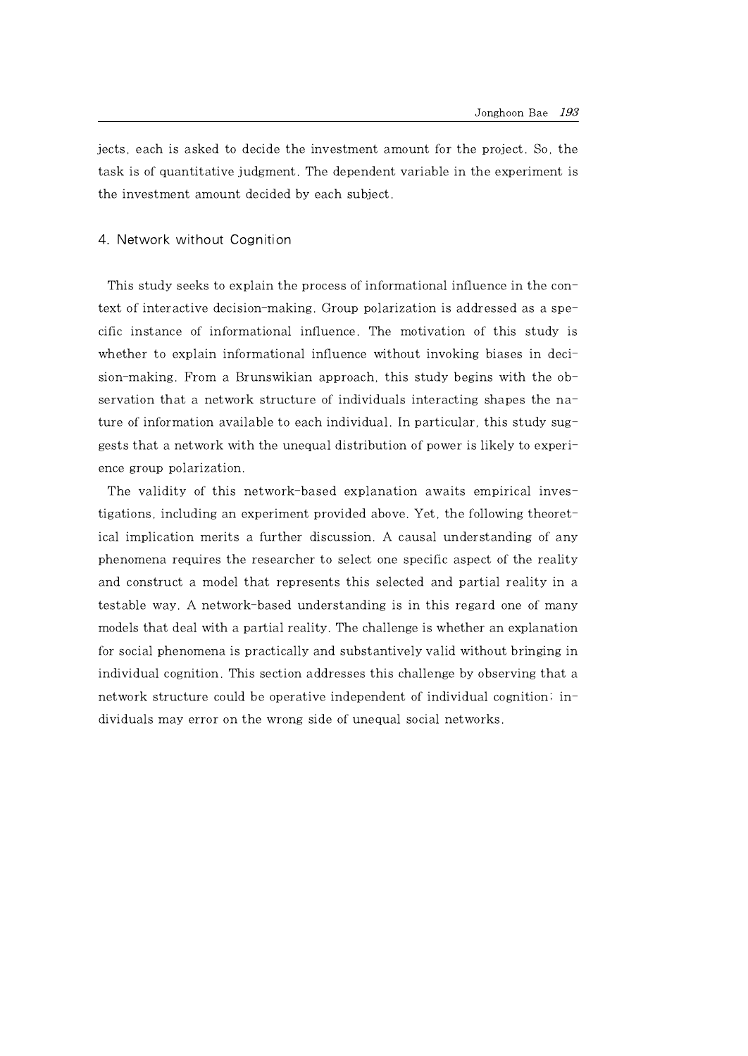jects, each is asked to decide the investment amount for the project. So, the task is of quantitative judgment. The dependent variable in the experiment is the investment amount decided by each subject.

## 4. Network without Cognition

This study seeks to explain the process of informational influence in the context of interactive decision-making. Group polarization is addressed as a specific instance of informational influence. The motivation of this study is whether to explain informational influence without invoking biases in decision-making. From a Brunswikian approach, this study begins with the observation that a network structure of individuals interacting shapes the nature of information available to each individual. In particular, this study suggests that a network with the unequal distribution of power is likely to experience group polarization.

The validity of this network-based explanation awaits empirical investigations, including an experiment provided above. Yet, the following theoretical implication merits a further discussion. A causal understanding of any phenomena requires the researcher to select one specific aspect of the reality and construct a model that represents this selected and partial reality in a testable way. A network-based understanding is in this regard one of many models that deal with a partial reality. The challenge is whether an explanation for social phenomena is practically and substantively valid without bringing in individual cognition. This section addresses this challenge by observing that a network structure could be operative independent of individual cognition; individuals may error on the wrong side of unequal social networks.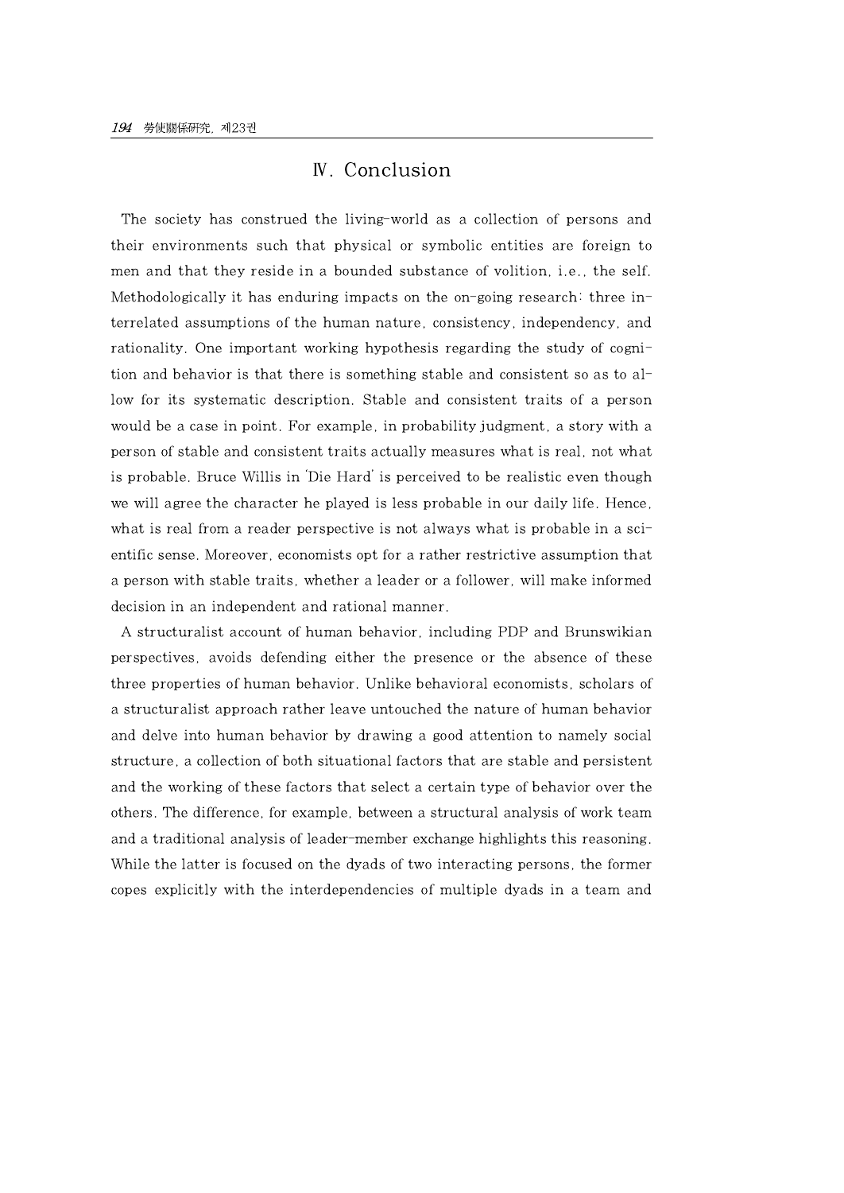## Ⅳ. Conclusion

The society has construed the living-world as a collection of persons and their environments such that physical or symbolic entities are foreign to men and that they reside in a bounded substance of volition, i.e., the self. Methodologically it has enduring impacts on the on-going research: three interrelated assumptions of the human nature, consistency, independency, and rationality. One important working hypothesis regarding the study of cognition and behavior is that there is something stable and consistent so as to allow for its systematic description. Stable and consistent traits of a person would be a case in point. For example, in probability judgment, a story with a person of stable and consistent traits actually measures what is real, not what is probable. Bruce Willis in 'Die Hard' is perceived to be realistic even though we will agree the character he played is less probable in our daily life. Hence, what is real from a reader perspective is not always what is probable in a scientific sense. Moreover, economists opt for a rather restrictive assumption that a person with stable traits, whether a leader or a follower, will make informed decision in an independent and rational manner.

A structuralist account of human behavior, including PDP and Brunswikian perspectives, avoids defending either the presence or the absence of these three properties of human behavior. Unlike behavioral economists, scholars of a structuralist approach rather leave untouched the nature of human behavior and delve into human behavior by drawing a good attention to namely social structure, a collection of both situational factors that are stable and persistent and the working of these factors that select a certain type of behavior over the others. The difference, for example, between a structural analysis of work team and a traditional analysis of leader-member exchange highlights this reasoning. While the latter is focused on the dyads of two interacting persons, the former copes explicitly with the interdependencies of multiple dyads in a team and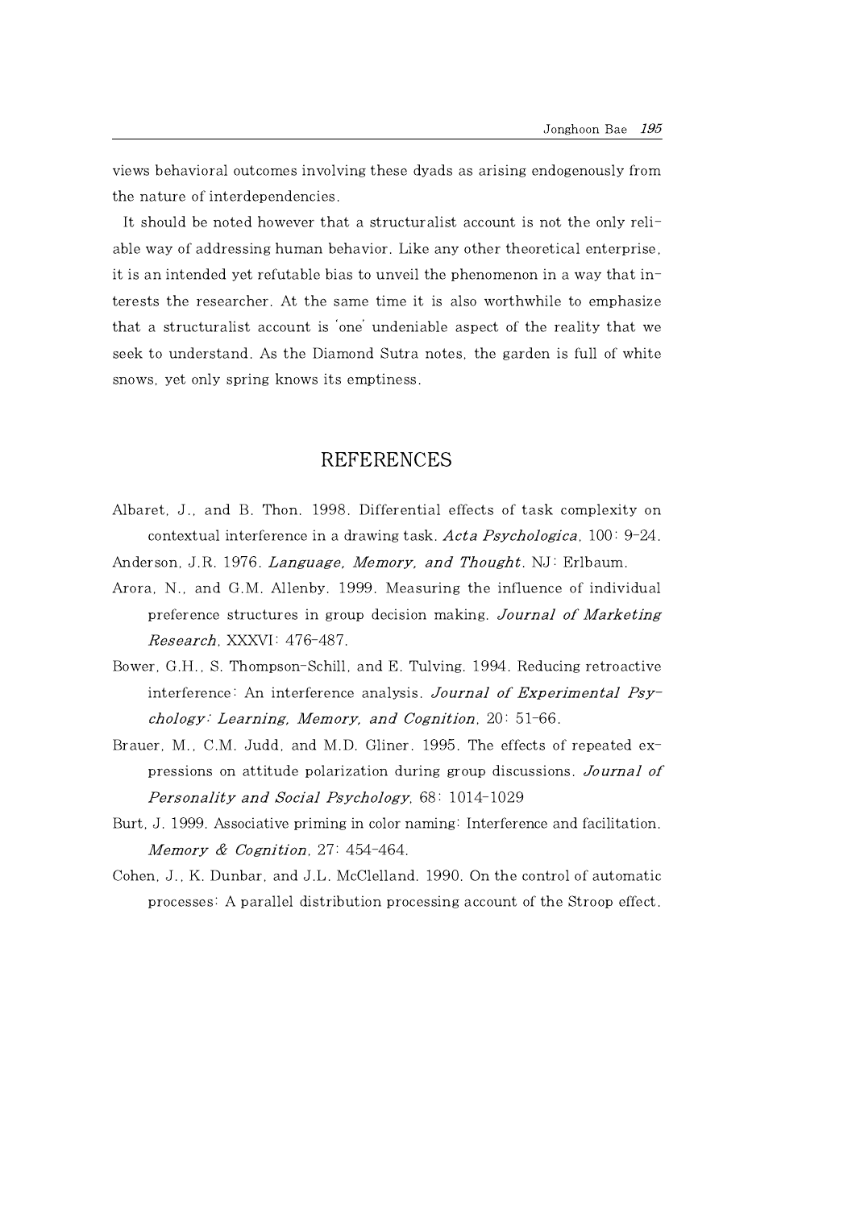views behavioral outcomes involving these dyads as arising endogenously from the nature of interdependencies.

It should be noted however that a structuralist account is not the only reliable way of addressing human behavior. Like any other theoretical enterprise, it is an intended yet refutable bias to unveil the phenomenon in a way that interests the researcher. At the same time it is also worthwhile to emphasize that a structuralist account is 'one' undeniable aspect of the reality that we seek to understand. As the Diamond Sutra notes, the garden is full of white snows, yet only spring knows its emptiness.

## REFERENCES

Albaret, J., and B. Thon. 1998. Differential effects of task complexity on contextual interference in a drawing task. *Acta Psychologica*, 100: 9-24.

Anderson, J.R. 1976. *Language, Memory, and Thought*. NJ: Erlbaum.

Arora, N., and G.M. Allenby. 1999. Measuring the influence of individual preference structures in group decision making. *Journal of Marketing Research*, XXXVI: 476-487.

Bower, G.H., S. Thompson-Schill, and E. Tulving. 1994. Reducing retroactive interference: An interference analysis. *Journal of Experimental Psychology: Learning, Memory, and Cognition*, 20: 51-66.

Brauer, M., C.M. Judd, and M.D. Gliner. 1995. The effects of repeated expressions on attitude polarization during group discussions. *Journal of Personality and Social Psychology*, 68: 1014-1029

Burt, J. 1999. Associative priming in color naming: Interference and facilitation. *Memory & Cognition*, 27: 454-464.

Cohen, J., K. Dunbar, and J.L. McClelland. 1990. On the control of automatic processes: A parallel distribution processing account of the Stroop effect.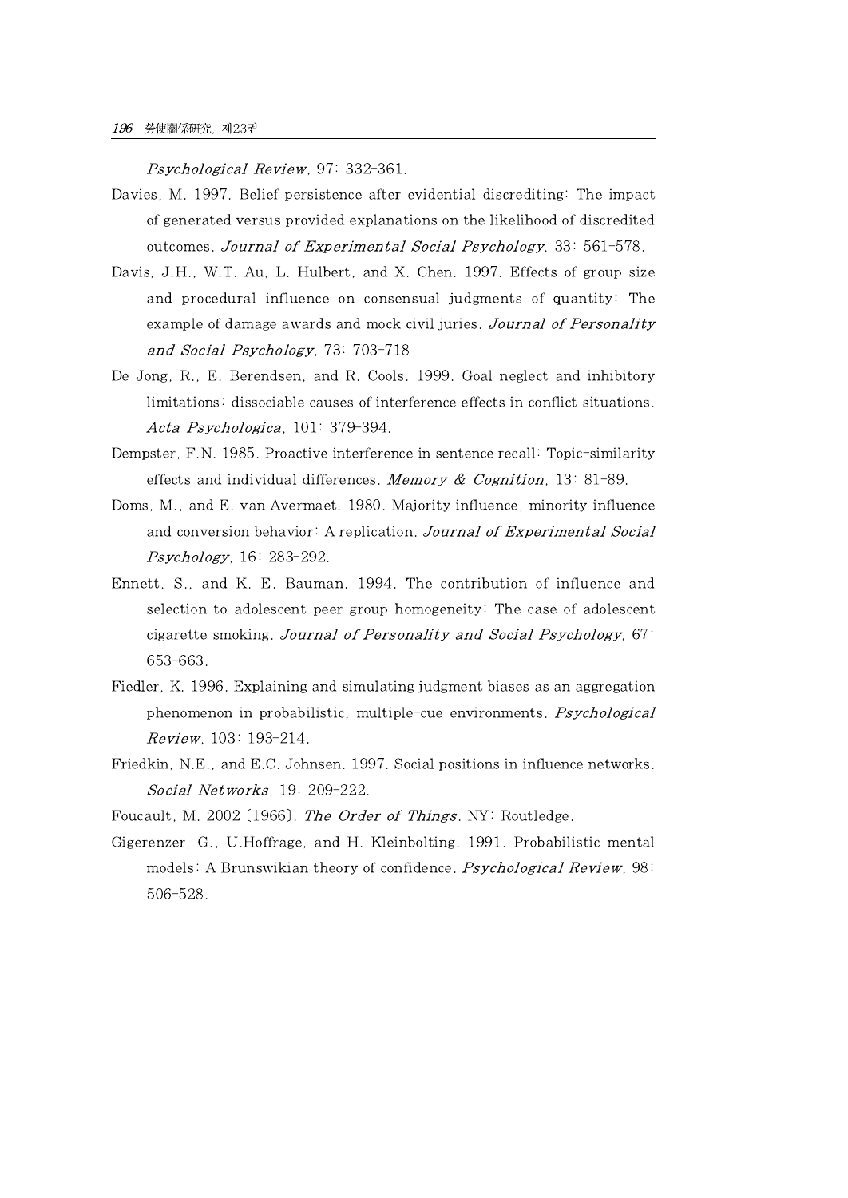*Psychological Review*, 97: 332-361.

Davies, M. 1997. Belief persistence after evidential discrediting: The impact of generated versus provided explanations on the likelihood of discredited outcomes. *Journal of Experimental Social Psychology*, 33: 561-578.

Davis, J.H., W.T. Au, L. Hulbert, and X. Chen. 1997. Effects of group size and procedural influence on consensual judgments of quantity: The example of damage awards and mock civil juries. *Journal of Personality and Social Psychology*, 73: 703-718

De Jong, R., E. Berendsen, and R. Cools. 1999. Goal neglect and inhibitory limitations: dissociable causes of interference effects in conflict situations. *Acta Psychologica*, 101: 379-394.

Dempster, F.N. 1985. Proactive interference in sentence recall: Topic-similarity effects and individual differences. *Memory & Cognition*, 13: 81-89.

Doms, M., and E. van Avermaet. 1980. Majority influence, minority influence and conversion behavior: A replication. *Journal of Experimental Social Psychology*, 16: 283-292.

Ennett, S., and K. E. Bauman. 1994. The contribution of influence and selection to adolescent peer group homogeneity: The case of adolescent cigarette smoking. *Journal of Personality and Social Psychology*, 67: 653-663.

Fiedler, K. 1996. Explaining and simulating judgment biases as an aggregation phenomenon in probabilistic, multiple-cue environments. *Psychological Review*, 103: 193-214.

Friedkin, N.E., and E.C. Johnsen. 1997. Social positions in influence networks. *Social Networks*, 19: 209-222.

Foucault, M. 2002 [1966]. *The Order of Things*. NY: Routledge.

Gigerenzer, G., U.Hoffrage, and H. Kleinbolting. 1991. Probabilistic mental models: A Brunswikian theory of confidence. *Psychological Review*, 98: 506-528.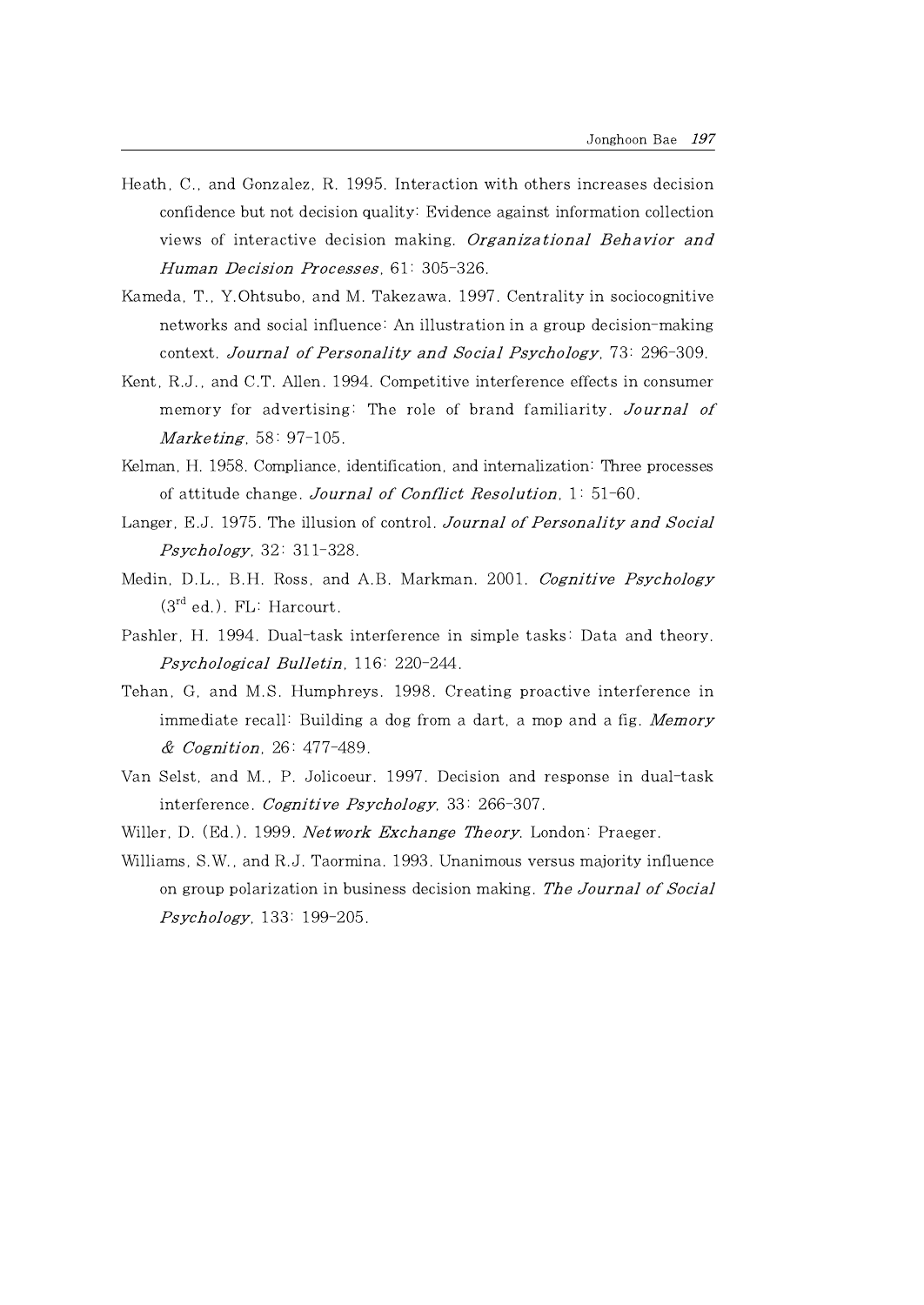Heath, C., and Gonzalez, R. 1995. Interaction with others increases decision confidence but not decision quality: Evidence against information collection views of interactive decision making. *Organizational Behavior and Human Decision Processes*, 61: 305-326.

Kameda, T., Y.Ohtsubo, and M. Takezawa. 1997. Centrality in sociocognitive networks and social influence: An illustration in a group decision-making context. *Journal of Personality and Social Psychology*, 73: 296-309.

Kent, R.J., and C.T. Allen. 1994. Competitive interference effects in consumer memory for advertising: The role of brand familiarity. *Journal of Marketing*, 58: 97-105.

Kelman, H. 1958. Compliance, identification, and internalization: Three processes of attitude change. *Journal of Conflict Resolution*, 1: 51-60.

Langer, E.J. 1975. The illusion of control. *Journal of Personality and Social Psychology*, 32: 311-328.

Medin, D.L., B.H. Ross, and A.B. Markman. 2001. *Cognitive Psychology* (3rd ed.). FL: Harcourt.

Pashler, H. 1994. Dual-task interference in simple tasks: Data and theory. *Psychological Bulletin*, 116: 220-244.

Tehan, G, and M.S. Humphreys. 1998. Creating proactive interference in immediate recall: Building a dog from a dart, a mop and a fig. *Memory & Cognition*, 26: 477-489.

Van Selst, and M., P. Jolicoeur. 1997. Decision and response in dual-task interference. *Cognitive Psychology*, 33: 266-307.

Willer, D. (Ed.). 1999. *Network Exchange Theory*. London: Praeger.

Williams, S.W., and R.J. Taormina. 1993. Unanimous versus majority influence on group polarization in business decision making. *The Journal of Social Psychology*, 133: 199-205.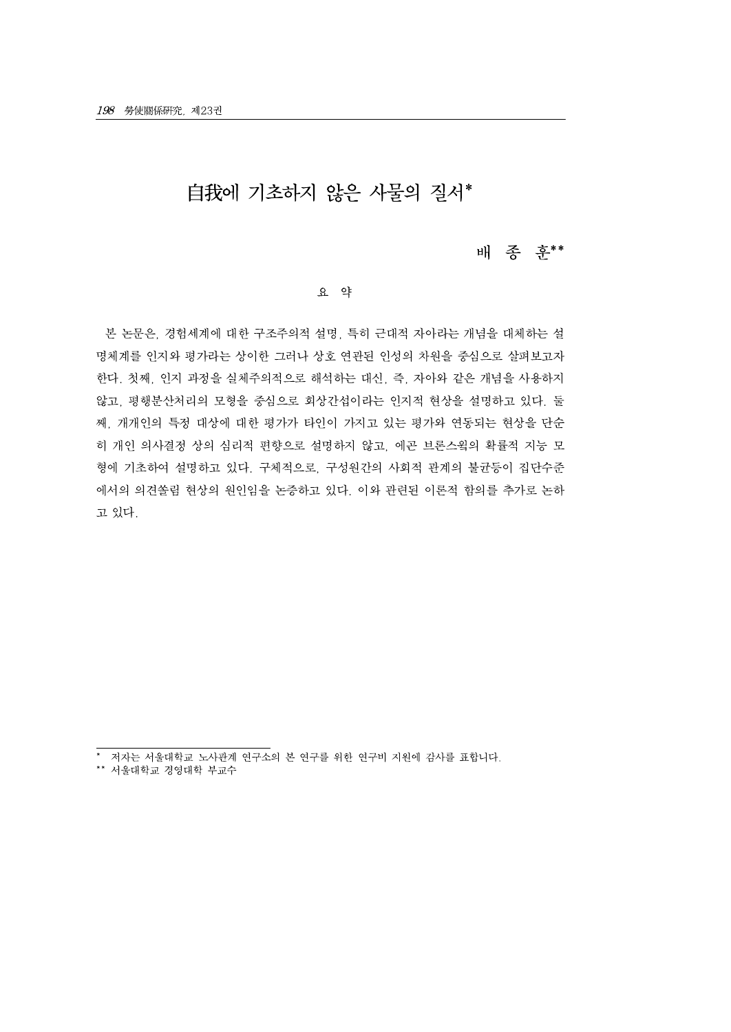# 自我에 기초하지 않은 사물의 질서*

배 종 훈**

요 약

본 논문은, 경험세계에 대한 구조주의적 설명, 특히 근대적 자아라는 개념을 대체하는 설명체계를 인지와 평가라는 상이한 그러나 상호 연관된 인성의 차원을 중심으로 살펴보고자 한다. 첫째, 인지 과정을 실체주의적으로 해석하는 대신, 즉, 자아와 같은 개념을 사용하지 않고, 평행분산처리의 모형을 중심으로 회상간섭이라는 인지적 현상을 설명하고 있다. 둘째, 개개인의 특정 대상에 대한 평가가 타인이 가지고 있는 평가와 연동되는 현상을 단순히 개인 의사결정 상의 심리적 편향으로 설명하지 않고, 에곤 브론스윅의 확률적 지능 모형에 기초하여 설명하고 있다. 구체적으로, 구성원간의 사회적 관계의 불균등이 집단수준에서의 의견쏠림 현상의 원인임을 논증하고 있다. 이와 관련된 이론적 함의를 추가로 논하고 있다.

---

\* 저자는 서울대학교 노사관계 연구소의 본 연구를 위한 연구비 지원에 감사를 표합니다.

\** 서울대학교 경영대학 부교수